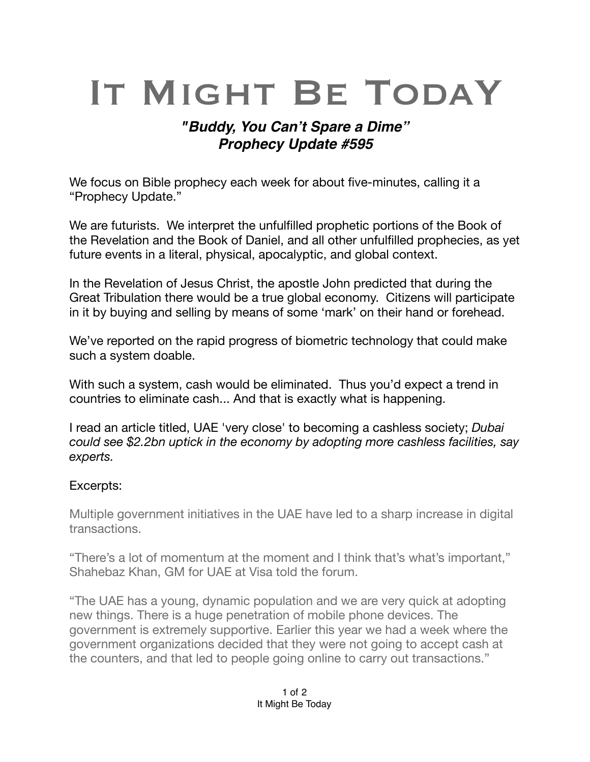# It Might Be Today

## *"Buddy, You Can't Spare a Dime"*
## *Prophecy Update #595*

We focus on Bible prophecy each week for about five-minutes, calling it a "Prophecy Update."

We are futurists. We interpret the unfulfilled prophetic portions of the Book of the Revelation and the Book of Daniel, and all other unfulfilled prophecies, as yet future events in a literal, physical, apocalyptic, and global context.

In the Revelation of Jesus Christ, the apostle John predicted that during the Great Tribulation there would be a true global economy. Citizens will participate in it by buying and selling by means of some 'mark' on their hand or forehead.

We've reported on the rapid progress of biometric technology that could make such a system doable.

With such a system, cash would be eliminated. Thus you'd expect a trend in countries to eliminate cash... And that is exactly what is happening.

I read an article titled, UAE 'very close' to becoming a cashless society; *Dubai could see $2.2bn uptick in the economy by adopting more cashless facilities, say experts.*

Excerpts:

Multiple government initiatives in the UAE have led to a sharp increase in digital transactions.

"There's a lot of momentum at the moment and I think that's what's important," Shahebaz Khan, GM for UAE at Visa told the forum.

"The UAE has a young, dynamic population and we are very quick at adopting new things. There is a huge penetration of mobile phone devices. The government is extremely supportive. Earlier this year we had a week where the government organizations decided that they were not going to accept cash at the counters, and that led to people going online to carry out transactions."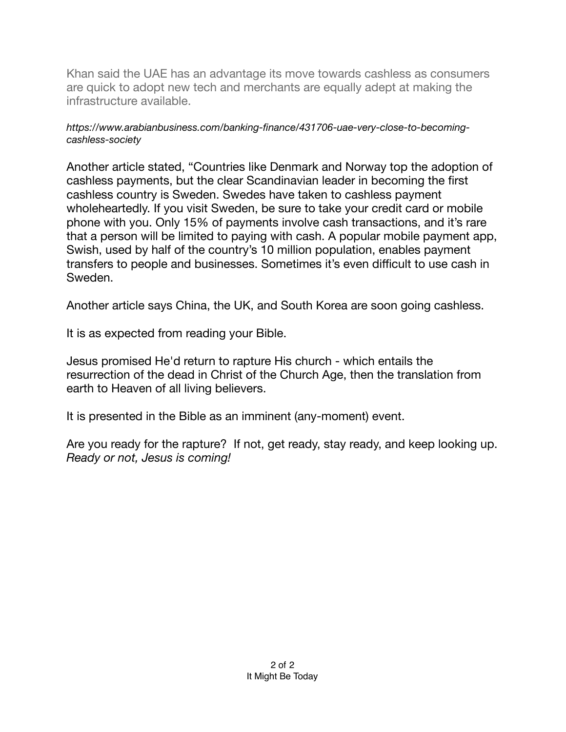Khan said the UAE has an advantage its move towards cashless as consumers are quick to adopt new tech and merchants are equally adept at making the infrastructure available.

*https://www.arabianbusiness.com/banking-finance/431706-uae-very-close-to-becoming-cashless-society*

Another article stated, "Countries like Denmark and Norway top the adoption of cashless payments, but the clear Scandinavian leader in becoming the first cashless country is Sweden. Swedes have taken to cashless payment wholeheartedly. If you visit Sweden, be sure to take your credit card or mobile phone with you. Only 15% of payments involve cash transactions, and it's rare that a person will be limited to paying with cash. A popular mobile payment app, Swish, used by half of the country's 10 million population, enables payment transfers to people and businesses. Sometimes it's even difficult to use cash in Sweden.

Another article says China, the UK, and South Korea are soon going cashless.

It is as expected from reading your Bible.

Jesus promised He'd return to rapture His church - which entails the resurrection of the dead in Christ of the Church Age, then the translation from earth to Heaven of all living believers.

It is presented in the Bible as an imminent (any-moment) event.

Are you ready for the rapture? If not, get ready, stay ready, and keep looking up. *Ready or not, Jesus is coming!*